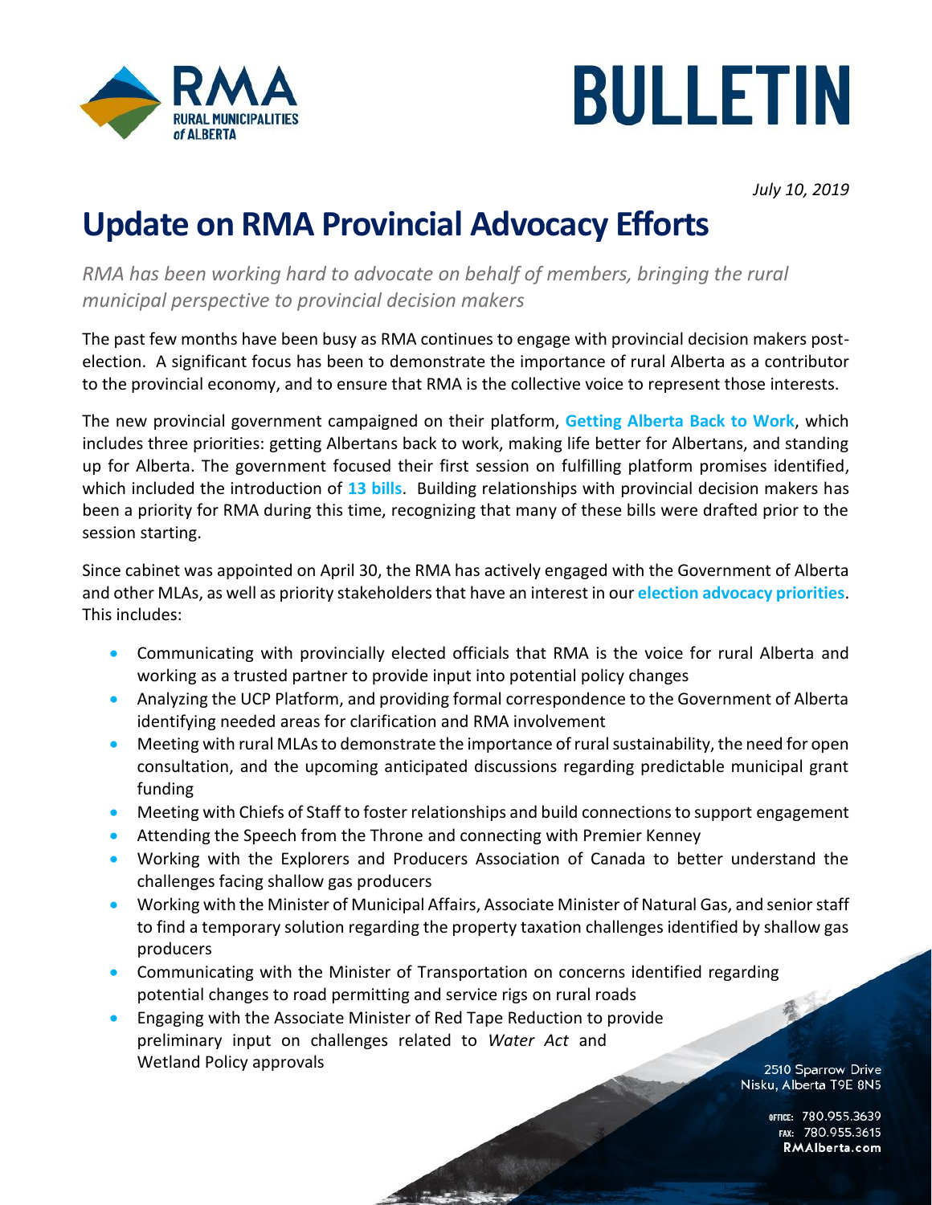# BULLETIN

*July 10, 2019*

# Update on RMA Provincial Advocacy Efforts

*RMA has been working hard to advocate on behalf of members, bringing the rural municipal perspective to provincial decision makers*

The past few months have been busy as RMA continues to engage with provincial decision makers post-election. A significant focus has been to demonstrate the importance of rural Alberta as a contributor to the provincial economy, and to ensure that RMA is the collective voice to represent those interests.

The new provincial government campaigned on their platform, **Getting Alberta Back to Work**, which includes three priorities: getting Albertans back to work, making life better for Albertans, and standing up for Alberta. The government focused their first session on fulfilling platform promises identified, which included the introduction of **13 bills**. Building relationships with provincial decision makers has been a priority for RMA during this time, recognizing that many of these bills were drafted prior to the session starting.

Since cabinet was appointed on April 30, the RMA has actively engaged with the Government of Alberta and other MLAs, as well as priority stakeholders that have an interest in our **election advocacy priorities**. This includes:

- Communicating with provincially elected officials that RMA is the voice for rural Alberta and working as a trusted partner to provide input into potential policy changes
- Analyzing the UCP Platform, and providing formal correspondence to the Government of Alberta identifying needed areas for clarification and RMA involvement
- Meeting with rural MLAs to demonstrate the importance of rural sustainability, the need for open consultation, and the upcoming anticipated discussions regarding predictable municipal grant funding
- Meeting with Chiefs of Staff to foster relationships and build connections to support engagement
- Attending the Speech from the Throne and connecting with Premier Kenney
- Working with the Explorers and Producers Association of Canada to better understand the challenges facing shallow gas producers
- Working with the Minister of Municipal Affairs, Associate Minister of Natural Gas, and senior staff to find a temporary solution regarding the property taxation challenges identified by shallow gas producers
- Communicating with the Minister of Transportation on concerns identified regarding potential changes to road permitting and service rigs on rural roads
- Engaging with the Associate Minister of Red Tape Reduction to provide preliminary input on challenges related to *Water Act* and Wetland Policy approvals

2510 Sparrow Drive
Nisku, Alberta T9E 8N5

OFFICE: 780.955.3639
FAX: 780.955.3615
RMAlberta.com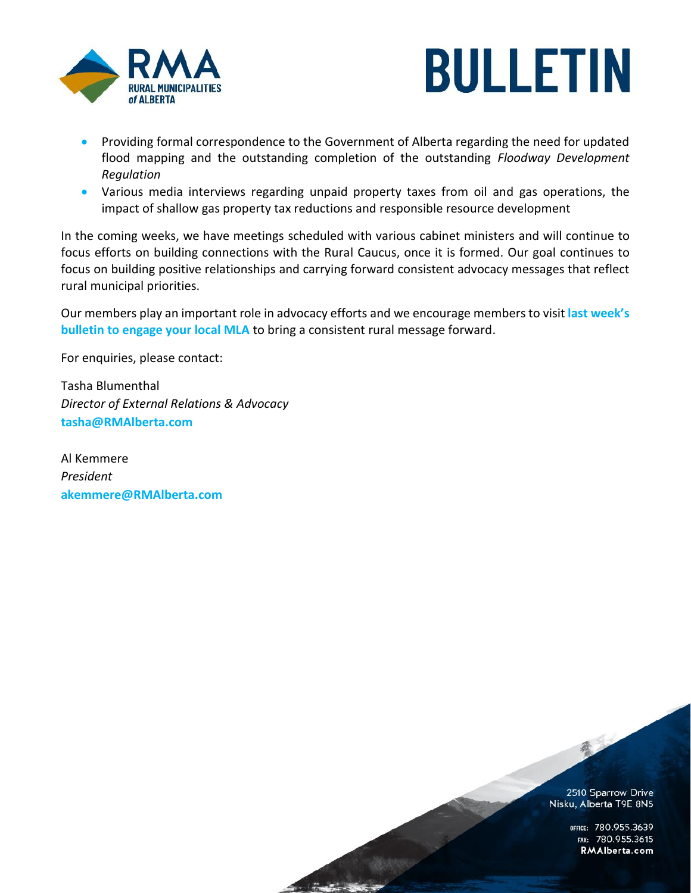- Providing formal correspondence to the Government of Alberta regarding the need for updated flood mapping and the outstanding completion of the outstanding *Floodway Development Regulation*
- Various media interviews regarding unpaid property taxes from oil and gas operations, the impact of shallow gas property tax reductions and responsible resource development

In the coming weeks, we have meetings scheduled with various cabinet ministers and will continue to focus efforts on building connections with the Rural Caucus, once it is formed. Our goal continues to focus on building positive relationships and carrying forward consistent advocacy messages that reflect rural municipal priorities.

Our members play an important role in advocacy efforts and we encourage members to visit **last week's bulletin to engage your local MLA** to bring a consistent rural message forward.

For enquiries, please contact:

Tasha Blumenthal
*Director of External Relations & Advocacy*
**tasha@RMAlberta.com**

Al Kemmere
*President*
**akemmere@RMAlberta.com**